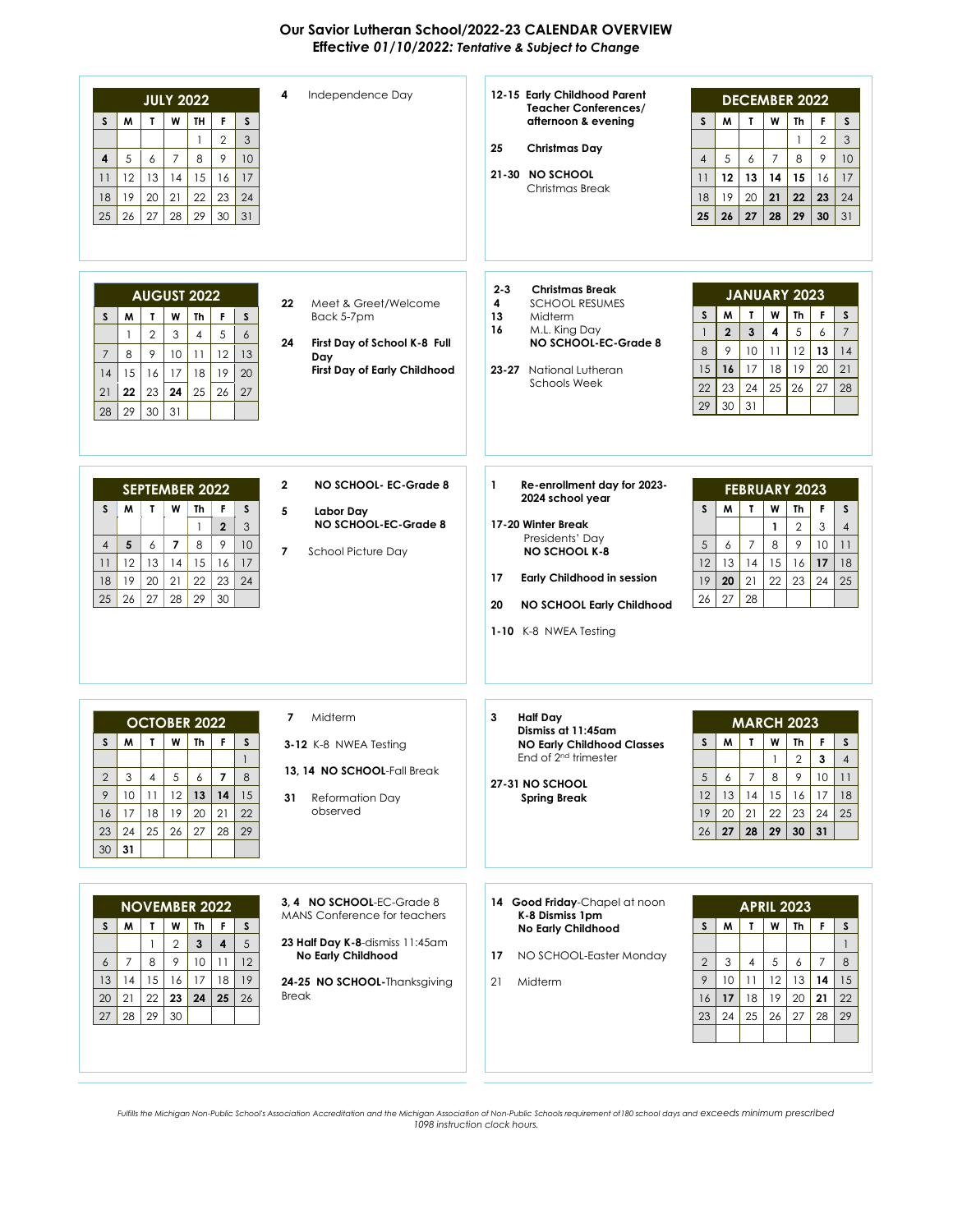# Our Savior Lutheran School/2022-23 CALENDAR OVERVIEW

***Effective 01/10/2022: Tentative & Subject to Change***

## JULY 2022

| S | M | T | W | TH | F | S |
|---|---|---|---|---|---|---|
| | | | | 1 | 2 | 3 |
| **4** | 5 | 6 | 7 | 8 | 9 | 10 |
| 11 | 12 | 13 | 14 | 15 | 16 | 17 |
| 18 | 19 | 20 | 21 | 22 | 23 | 24 |
| 25 | 26 | 27 | 28 | 29 | 30 | 31 |

**4** Independence Day

## DECEMBER 2022

| S | M | T | W | Th | F | S |
|---|---|---|---|---|---|---|
| | | | | 1 | 2 | 3 |
| 4 | 5 | 6 | 7 | 8 | 9 | 10 |
| 11 | **12** | **13** | **14** | **15** | 16 | 17 |
| 18 | 19 | 20 | **21** | **22** | **23** | 24 |
| **25** | **26** | **27** | **28** | **29** | **30** | 31 |

**12-15 Early Childhood Parent Teacher Conferences/ afternoon & evening**

**25 Christmas Day**

**21-30 NO SCHOOL** Christmas Break

## AUGUST 2022

| S | M | T | W | Th | F | S |
|---|---|---|---|---|---|---|
| | 1 | 2 | 3 | 4 | 5 | 6 |
| 7 | 8 | 9 | 10 | 11 | 12 | 13 |
| 14 | 15 | 16 | 17 | 18 | 19 | 20 |
| 21 | **22** | 23 | **24** | 25 | 26 | 27 |
| 28 | 29 | 30 | 31 | | | |

**22** Meet & Greet/Welcome Back 5-7pm

**24 First Day of School K-8 Full Day**
**First Day of Early Childhood**

## JANUARY 2023

| S | M | T | W | Th | F | S |
|---|---|---|---|---|---|---|
| 1 | **2** | **3** | **4** | 5 | 6 | 7 |
| 8 | 9 | 10 | 11 | 12 | **13** | 14 |
| 15 | **16** | 17 | 18 | 19 | 20 | 21 |
| 22 | 23 | 24 | 25 | 26 | 27 | 28 |
| 29 | 30 | 31 | | | | |

**2-3 Christmas Break**
**4** SCHOOL RESUMES
**13** Midterm
**16** M.L. King Day
**NO SCHOOL-EC-Grade 8**

**23-27** National Lutheran Schools Week

## SEPTEMBER 2022

| S | M | T | W | Th | F | S |
|---|---|---|---|---|---|---|
| | | | | 1 | **2** | 3 |
| 4 | **5** | 6 | **7** | 8 | 9 | 10 |
| 11 | 12 | 13 | 14 | 15 | 16 | 17 |
| 18 | 19 | 20 | 21 | 22 | 23 | 24 |
| 25 | 26 | 27 | 28 | 29 | 30 | |

**2 NO SCHOOL- EC-Grade 8**

**5 Labor Day**
**NO SCHOOL-EC-Grade 8**

**7** School Picture Day

## FEBRUARY 2023

| S | M | T | W | Th | F | S |
|---|---|---|---|---|---|---|
| | | | **1** | 2 | 3 | 4 |
| 5 | 6 | 7 | 8 | 9 | 10 | 11 |
| 12 | 13 | 14 | 15 | 16 | **17** | 18 |
| 19 | **20** | 21 | 22 | 23 | 24 | 25 |
| 26 | 27 | 28 | | | | |

**1 Re-enrollment day for 2023-2024 school year**

**17-20 Winter Break**
Presidents' Day
**NO SCHOOL K-8**

**17 Early Childhood in session**

**20 NO SCHOOL Early Childhood**

**1-10** K-8 NWEA Testing

## OCTOBER 2022

| S | M | T | W | Th | F | S |
|---|---|---|---|---|---|---|
| | | | | | | 1 |
| 2 | 3 | 4 | 5 | 6 | **7** | 8 |
| 9 | 10 | 11 | 12 | **13** | **14** | 15 |
| 16 | 17 | 18 | 19 | 20 | 21 | 22 |
| 23 | 24 | 25 | 26 | 27 | 28 | 29 |
| 30 | **31** | | | | | |

**7** Midterm

**3-12** K-8 NWEA Testing

**13, 14 NO SCHOOL**-Fall Break

**31** Reformation Day observed

## MARCH 2023

| S | M | T | W | Th | F | S |
|---|---|---|---|---|---|---|
| | | | 1 | 2 | **3** | 4 |
| 5 | 6 | 7 | 8 | 9 | 10 | 11 |
| 12 | 13 | 14 | 15 | 16 | 17 | 18 |
| 19 | 20 | 21 | 22 | 23 | 24 | 25 |
| 26 | **27** | **28** | **29** | **30** | **31** | |

**3 Half Day**
**Dismiss at 11:45am**
**NO Early Childhood Classes**
End of 2nd trimester

**27-31 NO SCHOOL**
**Spring Break**

## NOVEMBER 2022

| S | M | T | W | Th | F | S |
|---|---|---|---|---|---|---|
| | | 1 | 2 | **3** | **4** | 5 |
| 6 | 7 | 8 | 9 | 10 | 11 | 12 |
| 13 | 14 | 15 | 16 | 17 | 18 | 19 |
| 20 | 21 | 22 | **23** | **24** | **25** | 26 |
| 27 | 28 | 29 | 30 | | | |

**3, 4 NO SCHOOL**-EC-Grade 8
MANS Conference for teachers

**23 Half Day K-8**-dismiss 11:45am
**No Early Childhood**

**24-25 NO SCHOOL**-Thanksgiving Break

## APRIL 2023

| S | M | T | W | Th | F | S |
|---|---|---|---|---|---|---|
| | | | | | | 1 |
| 2 | 3 | 4 | 5 | 6 | 7 | 8 |
| 9 | 10 | 11 | 12 | 13 | **14** | 15 |
| 16 | **17** | 18 | 19 | 20 | **21** | 22 |
| 23 | 24 | 25 | 26 | 27 | 28 | 29 |

**14 Good Friday**-Chapel at noon
**K-8 Dismiss 1pm**
**No Early Childhood**

**17** NO SCHOOL-Easter Monday

21 Midterm

*Fulfills the Michigan Non-Public School's Association Accreditation and the Michigan Association of Non-Public Schools requirement of 180 school days and exceeds minimum prescribed 1098 instruction clock hours.*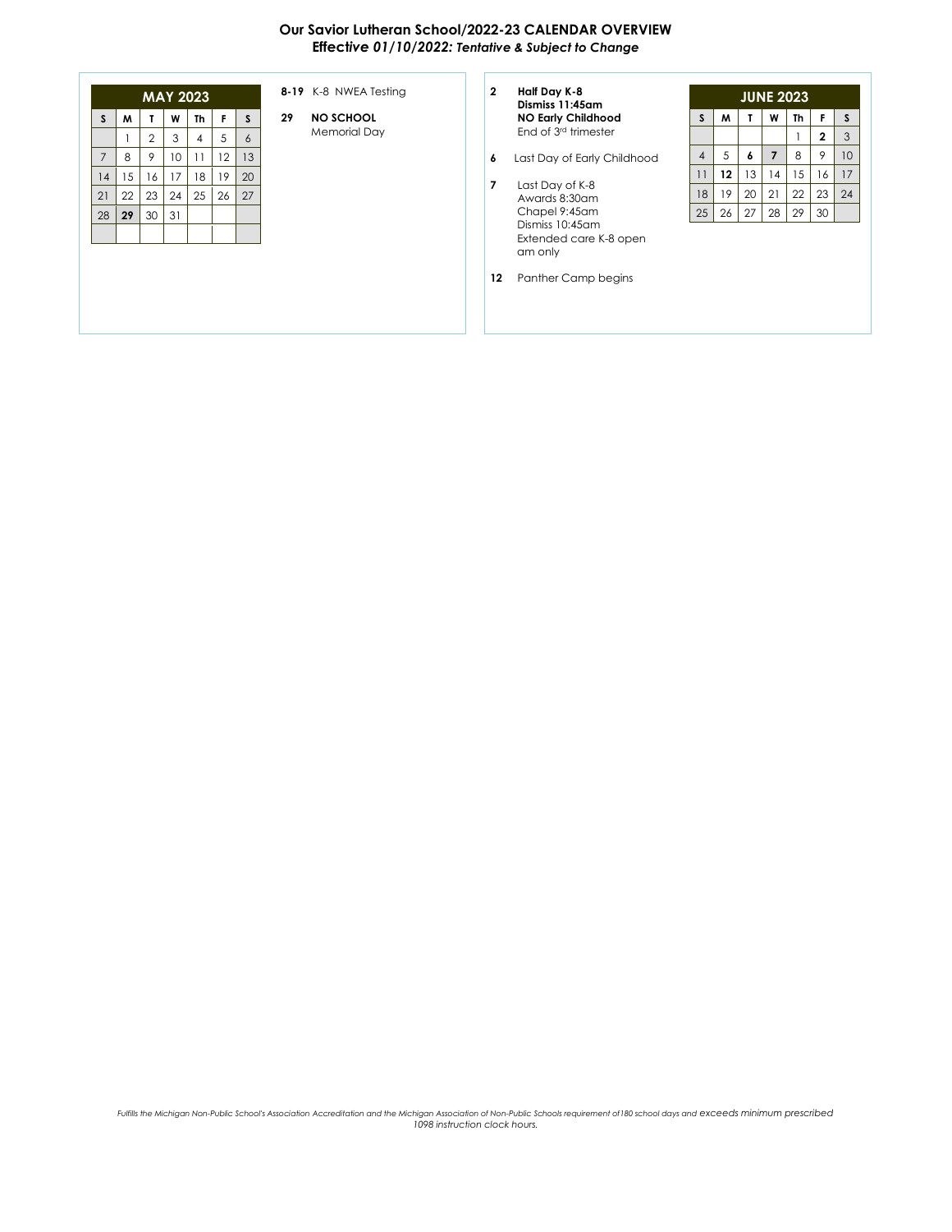**Our Savior Lutheran School/2022-23 CALENDAR OVERVIEW**
***Effective 01/10/2022: Tentative & Subject to Change***

| MAY 2023 | | | | | | |
|---|---|---|---|---|---|---|
| S | M | T | W | Th | F | S |
| | 1 | 2 | 3 | 4 | 5 | 6 |
| 7 | 8 | 9 | 10 | 11 | 12 | 13 |
| 14 | 15 | 16 | 17 | 18 | 19 | 20 |
| 21 | 22 | 23 | 24 | 25 | 26 | 27 |
| 28 | **29** | 30 | 31 | | | |

**8-19** K-8 NWEA Testing

**29** **NO SCHOOL**
Memorial Day

| JUNE 2023 | | | | | | |
|---|---|---|---|---|---|---|
| S | M | T | W | Th | F | S |
| | | | | 1 | **2** | 3 |
| 4 | 5 | **6** | **7** | 8 | 9 | 10 |
| 11 | **12** | 13 | 14 | 15 | 16 | 17 |
| 18 | 19 | 20 | 21 | 22 | 23 | 24 |
| 25 | 26 | 27 | 28 | 29 | 30 | |

**2** **Half Day K-8**
**Dismiss 11:45am**
**NO Early Childhood**
End of 3rd trimester

**6** Last Day of Early Childhood

**7** Last Day of K-8
Awards 8:30am
Chapel 9:45am
Dismiss 10:45am
Extended care K-8 open am only

**12** Panther Camp begins

*Fulfills the Michigan Non-Public School's Association Accreditation and the Michigan Association of Non-Public Schools requirement of 180 school days and exceeds minimum prescribed 1098 instruction clock hours.*